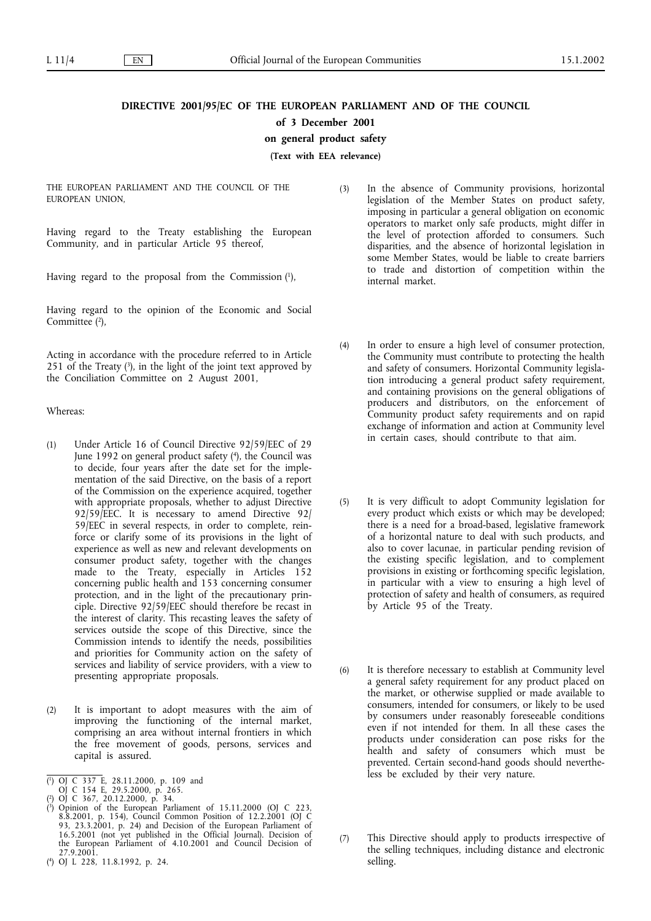# DIRECTIVE 2001/95/EC OF THE EUROPEAN PARLIAMENT AND OF THE COUNCIL

## of 3 December 2001

## on general product safety

**(Text with EEA relevance)**

THE EUROPEAN PARLIAMENT AND THE COUNCIL OF THE EUROPEAN UNION,

Having regard to the Treaty establishing the European Community, and in particular Article 95 thereof,

Having regard to the proposal from the Commission [1],

Having regard to the opinion of the Economic and Social Committee [2],

Acting in accordance with the procedure referred to in Article 251 of the Treaty [3], in the light of the joint text approved by the Conciliation Committee on 2 August 2001,

Whereas:

(1) Under Article 16 of Council Directive 92/59/EEC of 29 June 1992 on general product safety [4], the Council was to decide, four years after the date set for the implementation of the said Directive, on the basis of a report of the Commission on the experience acquired, together with appropriate proposals, whether to adjust Directive 92/59/EEC. It is necessary to amend Directive 92/59/EEC in several respects, in order to complete, reinforce or clarify some of its provisions in the light of experience as well as new and relevant developments on consumer product safety, together with the changes made to the Treaty, especially in Articles 152 concerning public health and 153 concerning consumer protection, and in the light of the precautionary principle. Directive 92/59/EEC should therefore be recast in the interest of clarity. This recasting leaves the safety of services outside the scope of this Directive, since the Commission intends to identify the needs, possibilities and priorities for Community action on the safety of services and liability of service providers, with a view to presenting appropriate proposals.

(2) It is important to adopt measures with the aim of improving the functioning of the internal market, comprising an area without internal frontiers in which the free movement of goods, persons, services and capital is assured.

(3) In the absence of Community provisions, horizontal legislation of the Member States on product safety, imposing in particular a general obligation on economic operators to market only safe products, might differ in the level of protection afforded to consumers. Such disparities, and the absence of horizontal legislation in some Member States, would be liable to create barriers to trade and distortion of competition within the internal market.

(4) In order to ensure a high level of consumer protection, the Community must contribute to protecting the health and safety of consumers. Horizontal Community legislation introducing a general product safety requirement, and containing provisions on the general obligations of producers and distributors, on the enforcement of Community product safety requirements and on rapid exchange of information and action at Community level in certain cases, should contribute to that aim.

(5) It is very difficult to adopt Community legislation for every product which exists or which may be developed; there is a need for a broad-based, legislative framework of a horizontal nature to deal with such products, and also to cover lacunae, in particular pending revision of the existing specific legislation, and to complement provisions in existing or forthcoming specific legislation, in particular with a view to ensuring a high level of protection of safety and health of consumers, as required by Article 95 of the Treaty.

(6) It is therefore necessary to establish at Community level a general safety requirement for any product placed on the market, or otherwise supplied or made available to consumers, intended for consumers, or likely to be used by consumers under reasonably foreseeable conditions even if not intended for them. In all these cases the products under consideration can pose risks for the health and safety of consumers which must be prevented. Certain second-hand goods should nevertheless be excluded by their very nature.

(7) This Directive should apply to products irrespective of the selling techniques, including distance and electronic selling.

---

[1] OJ C 337 E, 28.11.2000, p. 109 and OJ C 154 E, 29.5.2000, p. 265.

[2] OJ C 367, 20.12.2000, p. 34.

[3] Opinion of the European Parliament of 15.11.2000 (OJ C 223, 8.8.2001, p. 154), Council Common Position of 12.2.2001 (OJ C 93, 23.3.2001, p. 24) and Decision of the European Parliament of 16.5.2001 (not yet published in the Official Journal). Decision of the European Parliament of 4.10.2001 and Council Decision of 27.9.2001.

[4] OJ L 228, 11.8.1992, p. 24.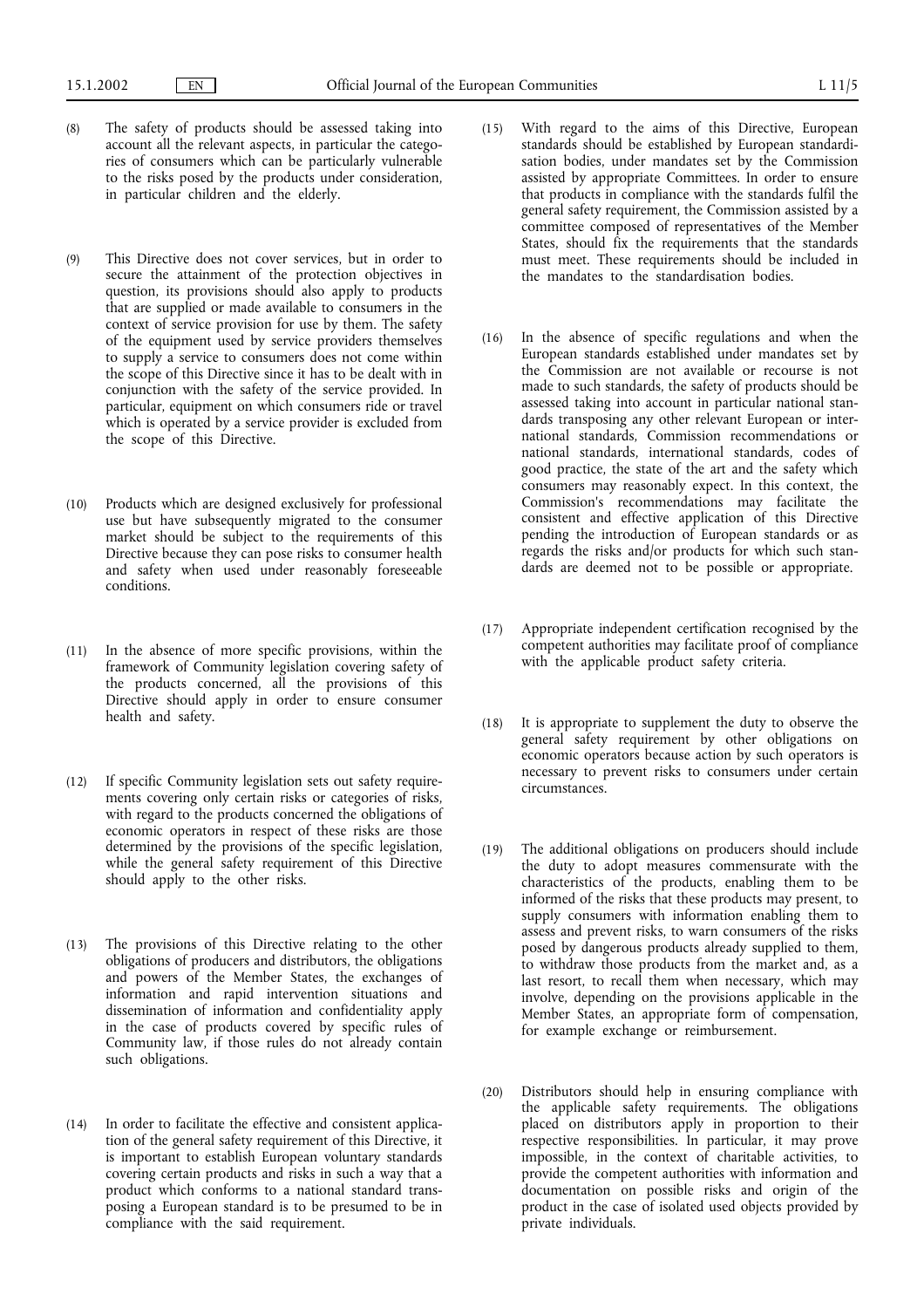(8) The safety of products should be assessed taking into account all the relevant aspects, in particular the categories of consumers which can be particularly vulnerable to the risks posed by the products under consideration, in particular children and the elderly.

(9) This Directive does not cover services, but in order to secure the attainment of the protection objectives in question, its provisions should also apply to products that are supplied or made available to consumers in the context of service provision for use by them. The safety of the equipment used by service providers themselves to supply a service to consumers does not come within the scope of this Directive since it has to be dealt with in conjunction with the safety of the service provided. In particular, equipment on which consumers ride or travel which is operated by a service provider is excluded from the scope of this Directive.

(10) Products which are designed exclusively for professional use but have subsequently migrated to the consumer market should be subject to the requirements of this Directive because they can pose risks to consumer health and safety when used under reasonably foreseeable conditions.

(11) In the absence of more specific provisions, within the framework of Community legislation covering safety of the products concerned, all the provisions of this Directive should apply in order to ensure consumer health and safety.

(12) If specific Community legislation sets out safety requirements covering only certain risks or categories of risks, with regard to the products concerned the obligations of economic operators in respect of these risks are those determined by the provisions of the specific legislation, while the general safety requirement of this Directive should apply to the other risks.

(13) The provisions of this Directive relating to the other obligations of producers and distributors, the obligations and powers of the Member States, the exchanges of information and rapid intervention situations and dissemination of information and confidentiality apply in the case of products covered by specific rules of Community law, if those rules do not already contain such obligations.

(14) In order to facilitate the effective and consistent application of the general safety requirement of this Directive, it is important to establish European voluntary standards covering certain products and risks in such a way that a product which conforms to a national standard transposing a European standard is to be presumed to be in compliance with the said requirement.

(15) With regard to the aims of this Directive, European standards should be established by European standardisation bodies, under mandates set by the Commission assisted by appropriate Committees. In order to ensure that products in compliance with the standards fulfil the general safety requirement, the Commission assisted by a committee composed of representatives of the Member States, should fix the requirements that the standards must meet. These requirements should be included in the mandates to the standardisation bodies.

(16) In the absence of specific regulations and when the European standards established under mandates set by the Commission are not available or recourse is not made to such standards, the safety of products should be assessed taking into account in particular national standards transposing any other relevant European or international standards, Commission recommendations or national standards, international standards, codes of good practice, the state of the art and the safety which consumers may reasonably expect. In this context, the Commission's recommendations may facilitate the consistent and effective application of this Directive pending the introduction of European standards or as regards the risks and/or products for which such standards are deemed not to be possible or appropriate.

(17) Appropriate independent certification recognised by the competent authorities may facilitate proof of compliance with the applicable product safety criteria.

(18) It is appropriate to supplement the duty to observe the general safety requirement by other obligations on economic operators because action by such operators is necessary to prevent risks to consumers under certain circumstances.

(19) The additional obligations on producers should include the duty to adopt measures commensurate with the characteristics of the products, enabling them to be informed of the risks that these products may present, to supply consumers with information enabling them to assess and prevent risks, to warn consumers of the risks posed by dangerous products already supplied to them, to withdraw those products from the market and, as a last resort, to recall them when necessary, which may involve, depending on the provisions applicable in the Member States, an appropriate form of compensation, for example exchange or reimbursement.

(20) Distributors should help in ensuring compliance with the applicable safety requirements. The obligations placed on distributors apply in proportion to their respective responsibilities. In particular, it may prove impossible, in the context of charitable activities, to provide the competent authorities with information and documentation on possible risks and origin of the product in the case of isolated used objects provided by private individuals.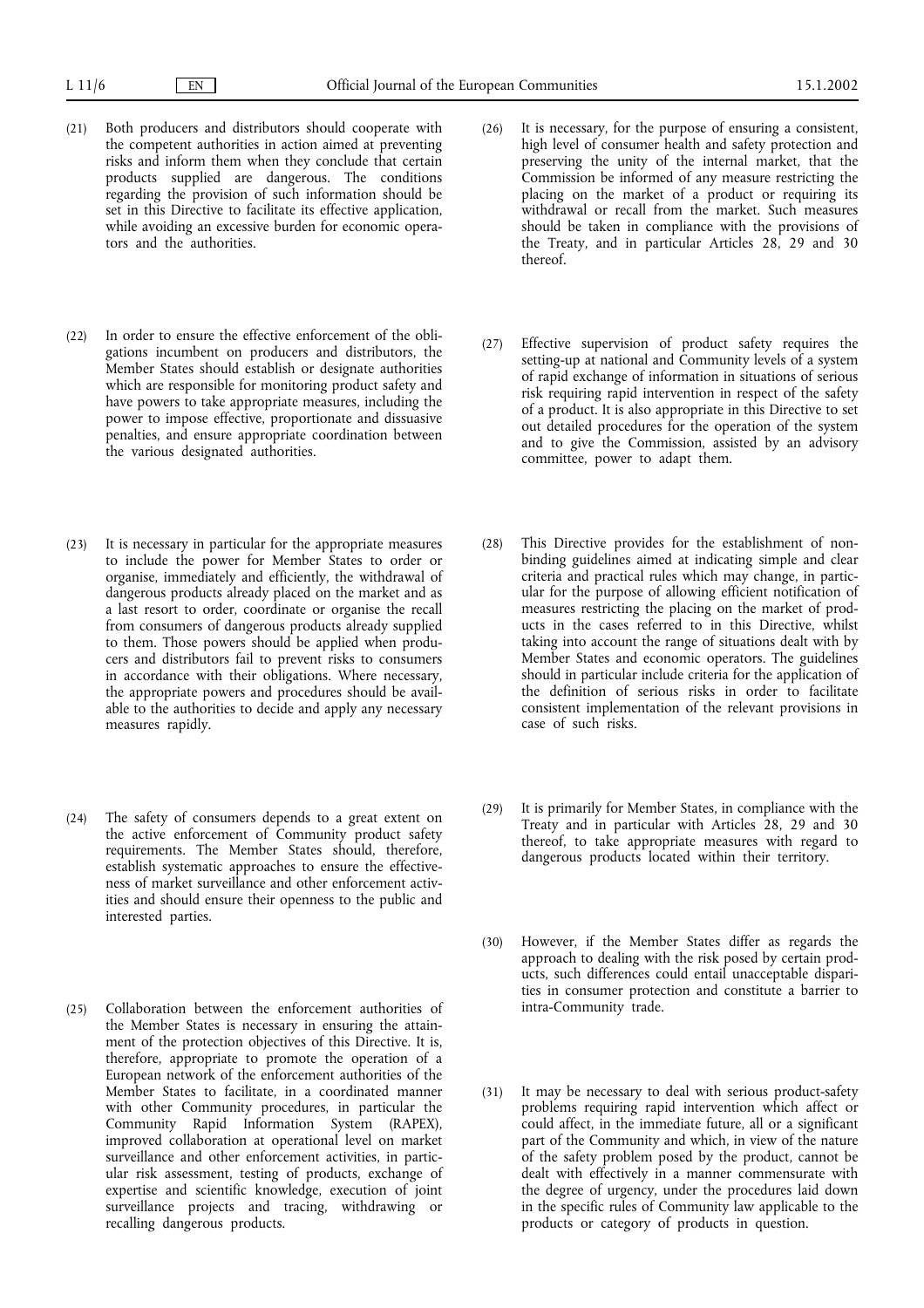(21) Both producers and distributors should cooperate with the competent authorities in action aimed at preventing risks and inform them when they conclude that certain products supplied are dangerous. The conditions regarding the provision of such information should be set in this Directive to facilitate its effective application, while avoiding an excessive burden for economic operators and the authorities.

(22) In order to ensure the effective enforcement of the obligations incumbent on producers and distributors, the Member States should establish or designate authorities which are responsible for monitoring product safety and have powers to take appropriate measures, including the power to impose effective, proportionate and dissuasive penalties, and ensure appropriate coordination between the various designated authorities.

(23) It is necessary in particular for the appropriate measures to include the power for Member States to order or organise, immediately and efficiently, the withdrawal of dangerous products already placed on the market and as a last resort to order, coordinate or organise the recall from consumers of dangerous products already supplied to them. Those powers should be applied when producers and distributors fail to prevent risks to consumers in accordance with their obligations. Where necessary, the appropriate powers and procedures should be available to the authorities to decide and apply any necessary measures rapidly.

(24) The safety of consumers depends to a great extent on the active enforcement of Community product safety requirements. The Member States should, therefore, establish systematic approaches to ensure the effectiveness of market surveillance and other enforcement activities and should ensure their openness to the public and interested parties.

(25) Collaboration between the enforcement authorities of the Member States is necessary in ensuring the attainment of the protection objectives of this Directive. It is, therefore, appropriate to promote the operation of a European network of the enforcement authorities of the Member States to facilitate, in a coordinated manner with other Community procedures, in particular the Community Rapid Information System (RAPEX), improved collaboration at operational level on market surveillance and other enforcement activities, in particular risk assessment, testing of products, exchange of expertise and scientific knowledge, execution of joint surveillance projects and tracing, withdrawing or recalling dangerous products.

(26) It is necessary, for the purpose of ensuring a consistent, high level of consumer health and safety protection and preserving the unity of the internal market, that the Commission be informed of any measure restricting the placing on the market of a product or requiring its withdrawal or recall from the market. Such measures should be taken in compliance with the provisions of the Treaty, and in particular Articles 28, 29 and 30 thereof.

(27) Effective supervision of product safety requires the setting-up at national and Community levels of a system of rapid exchange of information in situations of serious risk requiring rapid intervention in respect of the safety of a product. It is also appropriate in this Directive to set out detailed procedures for the operation of the system and to give the Commission, assisted by an advisory committee, power to adapt them.

(28) This Directive provides for the establishment of non-binding guidelines aimed at indicating simple and clear criteria and practical rules which may change, in particular for the purpose of allowing efficient notification of measures restricting the placing on the market of products in the cases referred to in this Directive, whilst taking into account the range of situations dealt with by Member States and economic operators. The guidelines should in particular include criteria for the application of the definition of serious risks in order to facilitate consistent implementation of the relevant provisions in case of such risks.

(29) It is primarily for Member States, in compliance with the Treaty and in particular with Articles 28, 29 and 30 thereof, to take appropriate measures with regard to dangerous products located within their territory.

(30) However, if the Member States differ as regards the approach to dealing with the risk posed by certain products, such differences could entail unacceptable disparities in consumer protection and constitute a barrier to intra-Community trade.

(31) It may be necessary to deal with serious product-safety problems requiring rapid intervention which affect or could affect, in the immediate future, all or a significant part of the Community and which, in view of the nature of the safety problem posed by the product, cannot be dealt with effectively in a manner commensurate with the degree of urgency, under the procedures laid down in the specific rules of Community law applicable to the products or category of products in question.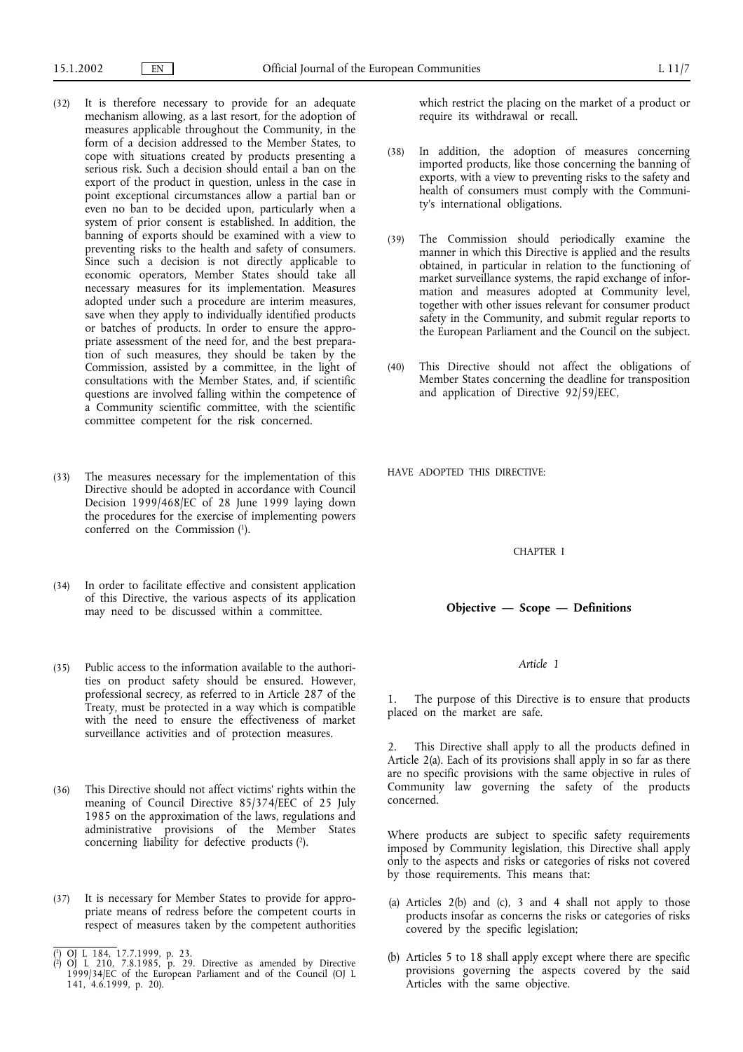(32) It is therefore necessary to provide for an adequate mechanism allowing, as a last resort, for the adoption of measures applicable throughout the Community, in the form of a decision addressed to the Member States, to cope with situations created by products presenting a serious risk. Such a decision should entail a ban on the export of the product in question, unless in the case in point exceptional circumstances allow a partial ban or even no ban to be decided upon, particularly when a system of prior consent is established. In addition, the banning of exports should be examined with a view to preventing risks to the health and safety of consumers. Since such a decision is not directly applicable to economic operators, Member States should take all necessary measures for its implementation. Measures adopted under such a procedure are interim measures, save when they apply to individually identified products or batches of products. In order to ensure the appropriate assessment of the need for, and the best preparation of such measures, they should be taken by the Commission, assisted by a committee, in the light of consultations with the Member States, and, if scientific questions are involved falling within the competence of a Community scientific committee, with the scientific committee competent for the risk concerned.

(33) The measures necessary for the implementation of this Directive should be adopted in accordance with Council Decision 1999/468/EC of 28 June 1999 laying down the procedures for the exercise of implementing powers conferred on the Commission [1].

(34) In order to facilitate effective and consistent application of this Directive, the various aspects of its application may need to be discussed within a committee.

(35) Public access to the information available to the authorities on product safety should be ensured. However, professional secrecy, as referred to in Article 287 of the Treaty, must be protected in a way which is compatible with the need to ensure the effectiveness of market surveillance activities and of protection measures.

(36) This Directive should not affect victims' rights within the meaning of Council Directive 85/374/EEC of 25 July 1985 on the approximation of the laws, regulations and administrative provisions of the Member States concerning liability for defective products [2].

(37) It is necessary for Member States to provide for appropriate means of redress before the competent courts in respect of measures taken by the competent authorities which restrict the placing on the market of a product or require its withdrawal or recall.

(38) In addition, the adoption of measures concerning imported products, like those concerning the banning of exports, with a view to preventing risks to the safety and health of consumers must comply with the Community's international obligations.

(39) The Commission should periodically examine the manner in which this Directive is applied and the results obtained, in particular in relation to the functioning of market surveillance systems, the rapid exchange of information and measures adopted at Community level, together with other issues relevant for consumer product safety in the Community, and submit regular reports to the European Parliament and the Council on the subject.

(40) This Directive should not affect the obligations of Member States concerning the deadline for transposition and application of Directive 92/59/EEC,

HAVE ADOPTED THIS DIRECTIVE:

CHAPTER I

## Objective — Scope — Definitions

*Article 1*

1. The purpose of this Directive is to ensure that products placed on the market are safe.

2. This Directive shall apply to all the products defined in Article 2(a). Each of its provisions shall apply in so far as there are no specific provisions with the same objective in rules of Community law governing the safety of the products concerned.

Where products are subject to specific safety requirements imposed by Community legislation, this Directive shall apply only to the aspects and risks or categories of risks not covered by those requirements. This means that:

(a) Articles 2(b) and (c), 3 and 4 shall not apply to those products insofar as concerns the risks or categories of risks covered by the specific legislation;

(b) Articles 5 to 18 shall apply except where there are specific provisions governing the aspects covered by the said Articles with the same objective.

---

[1] OJ L 184, 17.7.1999, p. 23.

[2] OJ L 210, 7.8.1985, p. 29. Directive as amended by Directive 1999/34/EC of the European Parliament and of the Council (OJ L 141, 4.6.1999, p. 20).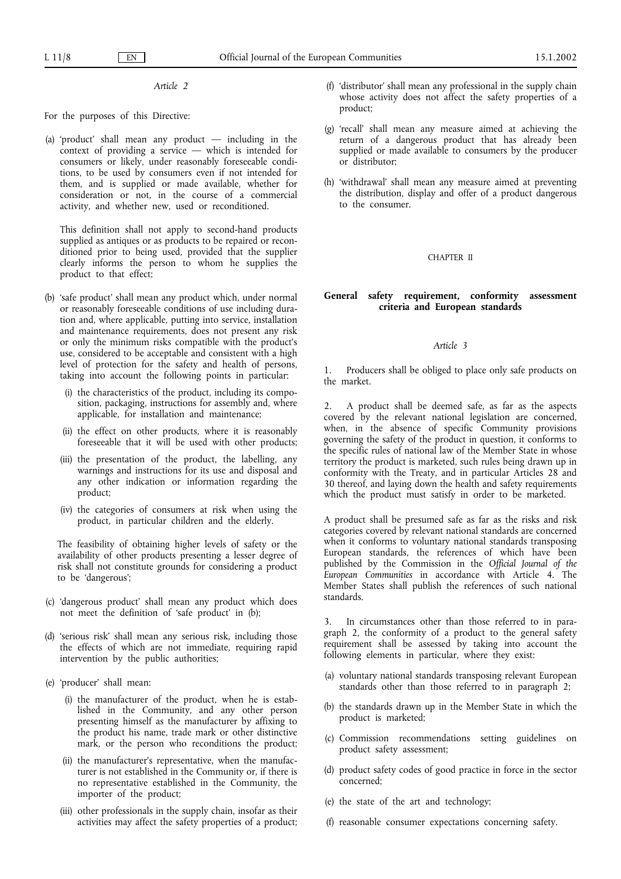*Article 2*

For the purposes of this Directive:

(a) 'product' shall mean any product — including in the context of providing a service — which is intended for consumers or likely, under reasonably foreseeable conditions, to be used by consumers even if not intended for them, and is supplied or made available, whether for consideration or not, in the course of a commercial activity, and whether new, used or reconditioned.

This definition shall not apply to second-hand products supplied as antiques or as products to be repaired or reconditioned prior to being used, provided that the supplier clearly informs the person to whom he supplies the product to that effect;

(b) 'safe product' shall mean any product which, under normal or reasonably foreseeable conditions of use including duration and, where applicable, putting into service, installation and maintenance requirements, does not present any risk or only the minimum risks compatible with the product's use, considered to be acceptable and consistent with a high level of protection for the safety and health of persons, taking into account the following points in particular:

   (i) the characteristics of the product, including its composition, packaging, instructions for assembly and, where applicable, for installation and maintenance;

   (ii) the effect on other products, where it is reasonably foreseeable that it will be used with other products;

   (iii) the presentation of the product, the labelling, any warnings and instructions for its use and disposal and any other indication or information regarding the product;

   (iv) the categories of consumers at risk when using the product, in particular children and the elderly.

The feasibility of obtaining higher levels of safety or the availability of other products presenting a lesser degree of risk shall not constitute grounds for considering a product to be 'dangerous';

(c) 'dangerous product' shall mean any product which does not meet the definition of 'safe product' in (b);

(d) 'serious risk' shall mean any serious risk, including those the effects of which are not immediate, requiring rapid intervention by the public authorities;

(e) 'producer' shall mean:

   (i) the manufacturer of the product, when he is established in the Community, and any other person presenting himself as the manufacturer by affixing to the product his name, trade mark or other distinctive mark, or the person who reconditions the product;

   (ii) the manufacturer's representative, when the manufacturer is not established in the Community or, if there is no representative established in the Community, the importer of the product;

   (iii) other professionals in the supply chain, insofar as their activities may affect the safety properties of a product;

(f) 'distributor' shall mean any professional in the supply chain whose activity does not affect the safety properties of a product;

(g) 'recall' shall mean any measure aimed at achieving the return of a dangerous product that has already been supplied or made available to consumers by the producer or distributor;

(h) 'withdrawal' shall mean any measure aimed at preventing the distribution, display and offer of a product dangerous to the consumer.

CHAPTER II

## General safety requirement, conformity assessment criteria and European standards

*Article 3*

1. Producers shall be obliged to place only safe products on the market.

2. A product shall be deemed safe, as far as the aspects covered by the relevant national legislation are concerned, when, in the absence of specific Community provisions governing the safety of the product in question, it conforms to the specific rules of national law of the Member State in whose territory the product is marketed, such rules being drawn up in conformity with the Treaty, and in particular Articles 28 and 30 thereof, and laying down the health and safety requirements which the product must satisfy in order to be marketed.

A product shall be presumed safe as far as the risks and risk categories covered by relevant national standards are concerned when it conforms to voluntary national standards transposing European standards, the references of which have been published by the Commission in the *Official Journal of the European Communities* in accordance with Article 4. The Member States shall publish the references of such national standards.

3. In circumstances other than those referred to in paragraph 2, the conformity of a product to the general safety requirement shall be assessed by taking into account the following elements in particular, where they exist:

(a) voluntary national standards transposing relevant European standards other than those referred to in paragraph 2;

(b) the standards drawn up in the Member State in which the product is marketed;

(c) Commission recommendations setting guidelines on product safety assessment;

(d) product safety codes of good practice in force in the sector concerned;

(e) the state of the art and technology;

(f) reasonable consumer expectations concerning safety.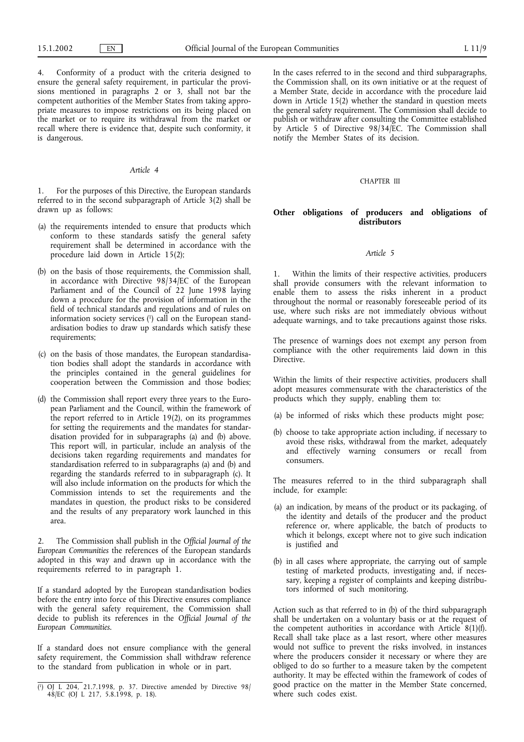4. Conformity of a product with the criteria designed to ensure the general safety requirement, in particular the provisions mentioned in paragraphs 2 or 3, shall not bar the competent authorities of the Member States from taking appropriate measures to impose restrictions on its being placed on the market or to require its withdrawal from the market or recall where there is evidence that, despite such conformity, it is dangerous.

*Article 4*

1. For the purposes of this Directive, the European standards referred to in the second subparagraph of Article 3(2) shall be drawn up as follows:

(a) the requirements intended to ensure that products which conform to these standards satisfy the general safety requirement shall be determined in accordance with the procedure laid down in Article 15(2);

(b) on the basis of those requirements, the Commission shall, in accordance with Directive 98/34/EC of the European Parliament and of the Council of 22 June 1998 laying down a procedure for the provision of information in the field of technical standards and regulations and of rules on information society services [1] call on the European standardisation bodies to draw up standards which satisfy these requirements;

(c) on the basis of those mandates, the European standardisation bodies shall adopt the standards in accordance with the principles contained in the general guidelines for cooperation between the Commission and those bodies;

(d) the Commission shall report every three years to the European Parliament and the Council, within the framework of the report referred to in Article 19(2), on its programmes for setting the requirements and the mandates for standardisation provided for in subparagraphs (a) and (b) above. This report will, in particular, include an analysis of the decisions taken regarding requirements and mandates for standardisation referred to in subparagraphs (a) and (b) and regarding the standards referred to in subparagraph (c). It will also include information on the products for which the Commission intends to set the requirements and the mandates in question, the product risks to be considered and the results of any preparatory work launched in this area.

2. The Commission shall publish in the *Official Journal of the European Communities* the references of the European standards adopted in this way and drawn up in accordance with the requirements referred to in paragraph 1.

If a standard adopted by the European standardisation bodies before the entry into force of this Directive ensures compliance with the general safety requirement, the Commission shall decide to publish its references in the *Official Journal of the European Communities*.

If a standard does not ensure compliance with the general safety requirement, the Commission shall withdraw reference to the standard from publication in whole or in part.

In the cases referred to in the second and third subparagraphs, the Commission shall, on its own initiative or at the request of a Member State, decide in accordance with the procedure laid down in Article 15(2) whether the standard in question meets the general safety requirement. The Commission shall decide to publish or withdraw after consulting the Committee established by Article 5 of Directive 98/34/EC. The Commission shall notify the Member States of its decision.

CHAPTER III

## Other obligations of producers and obligations of distributors

*Article 5*

1. Within the limits of their respective activities, producers shall provide consumers with the relevant information to enable them to assess the risks inherent in a product throughout the normal or reasonably foreseeable period of its use, where such risks are not immediately obvious without adequate warnings, and to take precautions against those risks.

The presence of warnings does not exempt any person from compliance with the other requirements laid down in this Directive.

Within the limits of their respective activities, producers shall adopt measures commensurate with the characteristics of the products which they supply, enabling them to:

(a) be informed of risks which these products might pose;

(b) choose to take appropriate action including, if necessary to avoid these risks, withdrawal from the market, adequately and effectively warning consumers or recall from consumers.

The measures referred to in the third subparagraph shall include, for example:

(a) an indication, by means of the product or its packaging, of the identity and details of the producer and the product reference or, where applicable, the batch of products to which it belongs, except where not to give such indication is justified and

(b) in all cases where appropriate, the carrying out of sample testing of marketed products, investigating and, if necessary, keeping a register of complaints and keeping distributors informed of such monitoring.

Action such as that referred to in (b) of the third subparagraph shall be undertaken on a voluntary basis or at the request of the competent authorities in accordance with Article 8(1)(f). Recall shall take place as a last resort, where other measures would not suffice to prevent the risks involved, in instances where the producers consider it necessary or where they are obliged to do so further to a measure taken by the competent authority. It may be effected within the framework of codes of good practice on the matter in the Member State concerned, where such codes exist.

[1] OJ L 204, 21.7.1998, p. 37. Directive amended by Directive 98/48/EC (OJ L 217, 5.8.1998, p. 18).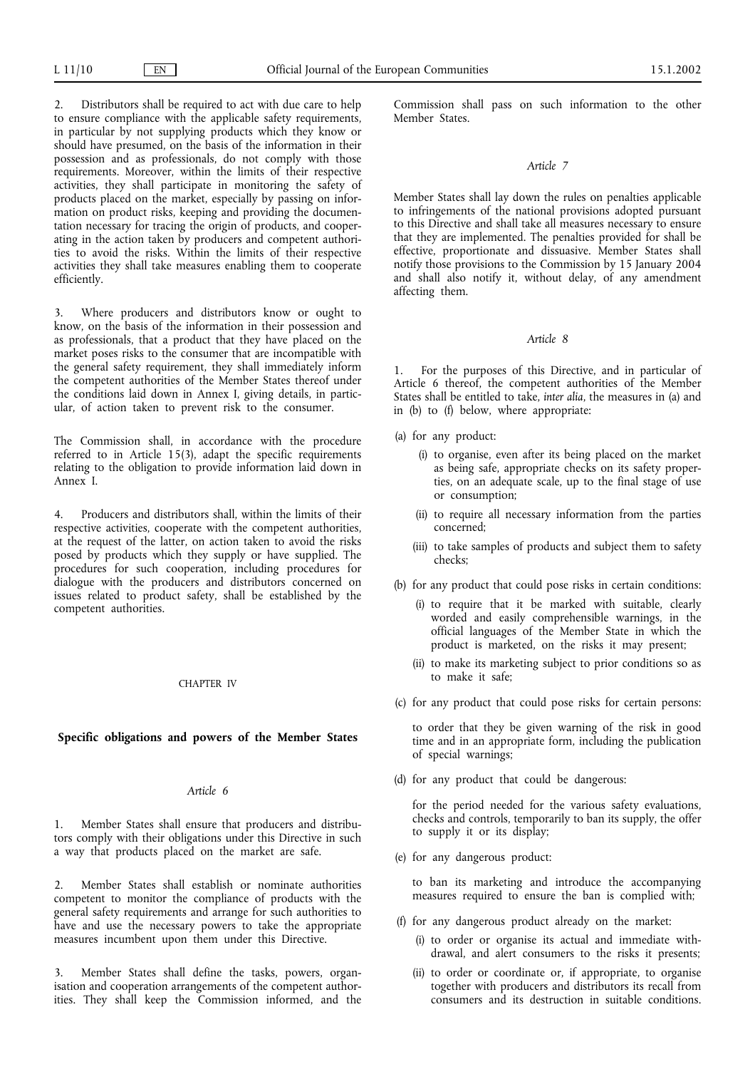2. Distributors shall be required to act with due care to help to ensure compliance with the applicable safety requirements, in particular by not supplying products which they know or should have presumed, on the basis of the information in their possession and as professionals, do not comply with those requirements. Moreover, within the limits of their respective activities, they shall participate in monitoring the safety of products placed on the market, especially by passing on information on product risks, keeping and providing the documentation necessary for tracing the origin of products, and cooperating in the action taken by producers and competent authorities to avoid the risks. Within the limits of their respective activities they shall take measures enabling them to cooperate efficiently.

3. Where producers and distributors know or ought to know, on the basis of the information in their possession and as professionals, that a product that they have placed on the market poses risks to the consumer that are incompatible with the general safety requirement, they shall immediately inform the competent authorities of the Member States thereof under the conditions laid down in Annex I, giving details, in particular, of action taken to prevent risk to the consumer.

The Commission shall, in accordance with the procedure referred to in Article 15(3), adapt the specific requirements relating to the obligation to provide information laid down in Annex I.

4. Producers and distributors shall, within the limits of their respective activities, cooperate with the competent authorities, at the request of the latter, on action taken to avoid the risks posed by products which they supply or have supplied. The procedures for such cooperation, including procedures for dialogue with the producers and distributors concerned on issues related to product safety, shall be established by the competent authorities.

CHAPTER IV

## Specific obligations and powers of the Member States

*Article 6*

1. Member States shall ensure that producers and distributors comply with their obligations under this Directive in such a way that products placed on the market are safe.

2. Member States shall establish or nominate authorities competent to monitor the compliance of products with the general safety requirements and arrange for such authorities to have and use the necessary powers to take the appropriate measures incumbent upon them under this Directive.

3. Member States shall define the tasks, powers, organisation and cooperation arrangements of the competent authorities. They shall keep the Commission informed, and the Commission shall pass on such information to the other Member States.

*Article 7*

Member States shall lay down the rules on penalties applicable to infringements of the national provisions adopted pursuant to this Directive and shall take all measures necessary to ensure that they are implemented. The penalties provided for shall be effective, proportionate and dissuasive. Member States shall notify those provisions to the Commission by 15 January 2004 and shall also notify it, without delay, of any amendment affecting them.

*Article 8*

1. For the purposes of this Directive, and in particular of Article 6 thereof, the competent authorities of the Member States shall be entitled to take, *inter alia*, the measures in (a) and in (b) to (f) below, where appropriate:

(a) for any product:

   (i) to organise, even after its being placed on the market as being safe, appropriate checks on its safety properties, on an adequate scale, up to the final stage of use or consumption;

   (ii) to require all necessary information from the parties concerned;

   (iii) to take samples of products and subject them to safety checks;

(b) for any product that could pose risks in certain conditions:

   (i) to require that it be marked with suitable, clearly worded and easily comprehensible warnings, in the official languages of the Member State in which the product is marketed, on the risks it may present;

   (ii) to make its marketing subject to prior conditions so as to make it safe;

(c) for any product that could pose risks for certain persons:

   to order that they be given warning of the risk in good time and in an appropriate form, including the publication of special warnings;

(d) for any product that could be dangerous:

   for the period needed for the various safety evaluations, checks and controls, temporarily to ban its supply, the offer to supply it or its display;

(e) for any dangerous product:

   to ban its marketing and introduce the accompanying measures required to ensure the ban is complied with;

(f) for any dangerous product already on the market:

   (i) to order or organise its actual and immediate withdrawal, and alert consumers to the risks it presents;

   (ii) to order or coordinate or, if appropriate, to organise together with producers and distributors its recall from consumers and its destruction in suitable conditions.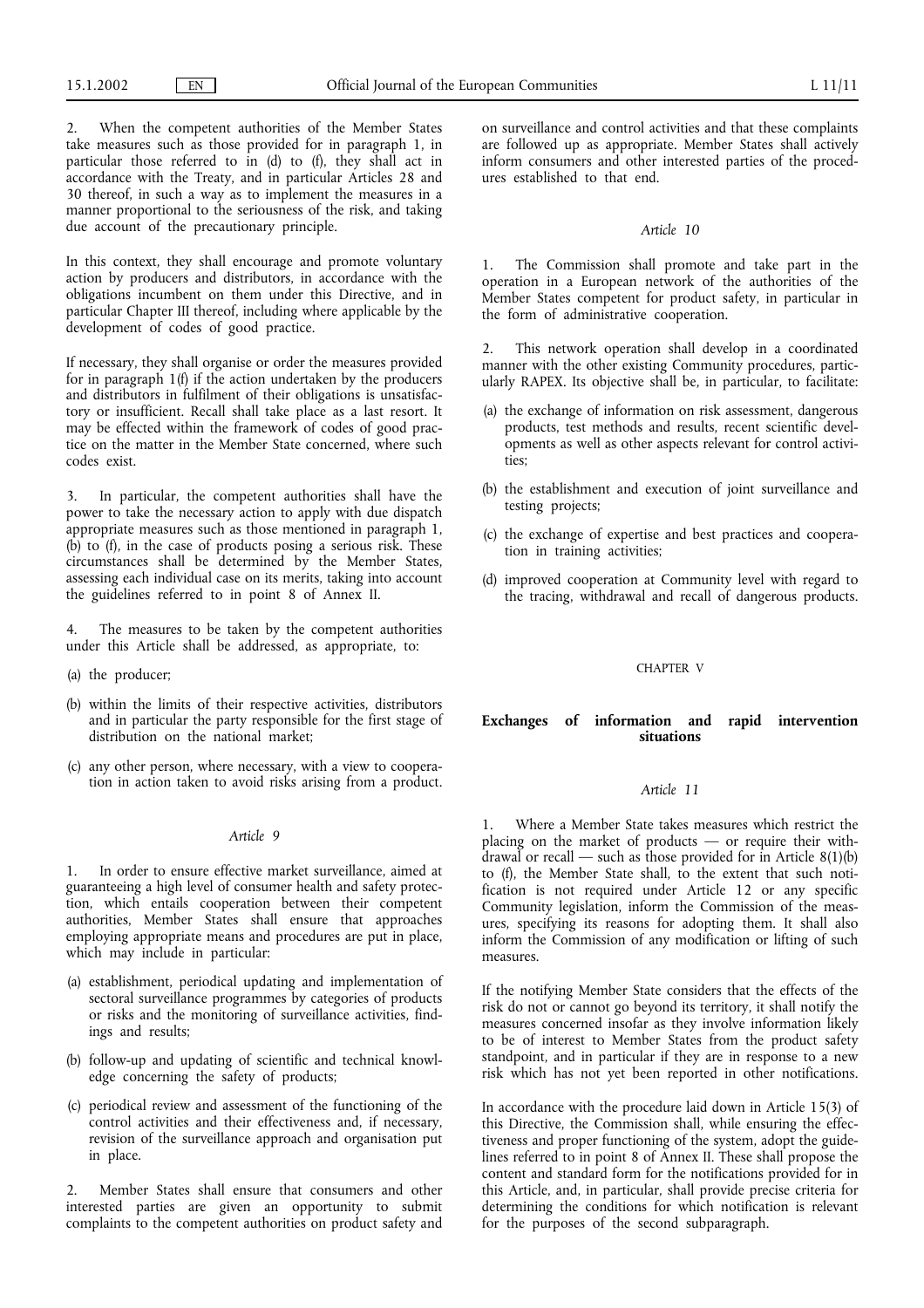2. When the competent authorities of the Member States take measures such as those provided for in paragraph 1, in particular those referred to in (d) to (f), they shall act in accordance with the Treaty, and in particular Articles 28 and 30 thereof, in such a way as to implement the measures in a manner proportional to the seriousness of the risk, and taking due account of the precautionary principle.

In this context, they shall encourage and promote voluntary action by producers and distributors, in accordance with the obligations incumbent on them under this Directive, and in particular Chapter III thereof, including where applicable by the development of codes of good practice.

If necessary, they shall organise or order the measures provided for in paragraph 1(f) if the action undertaken by the producers and distributors in fulfilment of their obligations is unsatisfactory or insufficient. Recall shall take place as a last resort. It may be effected within the framework of codes of good practice on the matter in the Member State concerned, where such codes exist.

3. In particular, the competent authorities shall have the power to take the necessary action to apply with due dispatch appropriate measures such as those mentioned in paragraph 1, (b) to (f), in the case of products posing a serious risk. These circumstances shall be determined by the Member States, assessing each individual case on its merits, taking into account the guidelines referred to in point 8 of Annex II.

4. The measures to be taken by the competent authorities under this Article shall be addressed, as appropriate, to:

(a) the producer;

(b) within the limits of their respective activities, distributors and in particular the party responsible for the first stage of distribution on the national market;

(c) any other person, where necessary, with a view to cooperation in action taken to avoid risks arising from a product.

*Article 9*

1. In order to ensure effective market surveillance, aimed at guaranteeing a high level of consumer health and safety protection, which entails cooperation between their competent authorities, Member States shall ensure that approaches employing appropriate means and procedures are put in place, which may include in particular:

(a) establishment, periodical updating and implementation of sectoral surveillance programmes by categories of products or risks and the monitoring of surveillance activities, findings and results;

(b) follow-up and updating of scientific and technical knowledge concerning the safety of products;

(c) periodical review and assessment of the functioning of the control activities and their effectiveness and, if necessary, revision of the surveillance approach and organisation put in place.

2. Member States shall ensure that consumers and other interested parties are given an opportunity to submit complaints to the competent authorities on product safety and on surveillance and control activities and that these complaints are followed up as appropriate. Member States shall actively inform consumers and other interested parties of the procedures established to that end.

*Article 10*

1. The Commission shall promote and take part in the operation in a European network of the authorities of the Member States competent for product safety, in particular in the form of administrative cooperation.

2. This network operation shall develop in a coordinated manner with the other existing Community procedures, particularly RAPEX. Its objective shall be, in particular, to facilitate:

(a) the exchange of information on risk assessment, dangerous products, test methods and results, recent scientific developments as well as other aspects relevant for control activities;

(b) the establishment and execution of joint surveillance and testing projects;

(c) the exchange of expertise and best practices and cooperation in training activities;

(d) improved cooperation at Community level with regard to the tracing, withdrawal and recall of dangerous products.

CHAPTER V

## Exchanges of information and rapid intervention situations

*Article 11*

1. Where a Member State takes measures which restrict the placing on the market of products — or require their withdrawal or recall — such as those provided for in Article 8(1)(b) to (f), the Member State shall, to the extent that such notification is not required under Article 12 or any specific Community legislation, inform the Commission of the measures, specifying its reasons for adopting them. It shall also inform the Commission of any modification or lifting of such measures.

If the notifying Member State considers that the effects of the risk do not or cannot go beyond its territory, it shall notify the measures concerned insofar as they involve information likely to be of interest to Member States from the product safety standpoint, and in particular if they are in response to a new risk which has not yet been reported in other notifications.

In accordance with the procedure laid down in Article 15(3) of this Directive, the Commission shall, while ensuring the effectiveness and proper functioning of the system, adopt the guidelines referred to in point 8 of Annex II. These shall propose the content and standard form for the notifications provided for in this Article, and, in particular, shall provide precise criteria for determining the conditions for which notification is relevant for the purposes of the second subparagraph.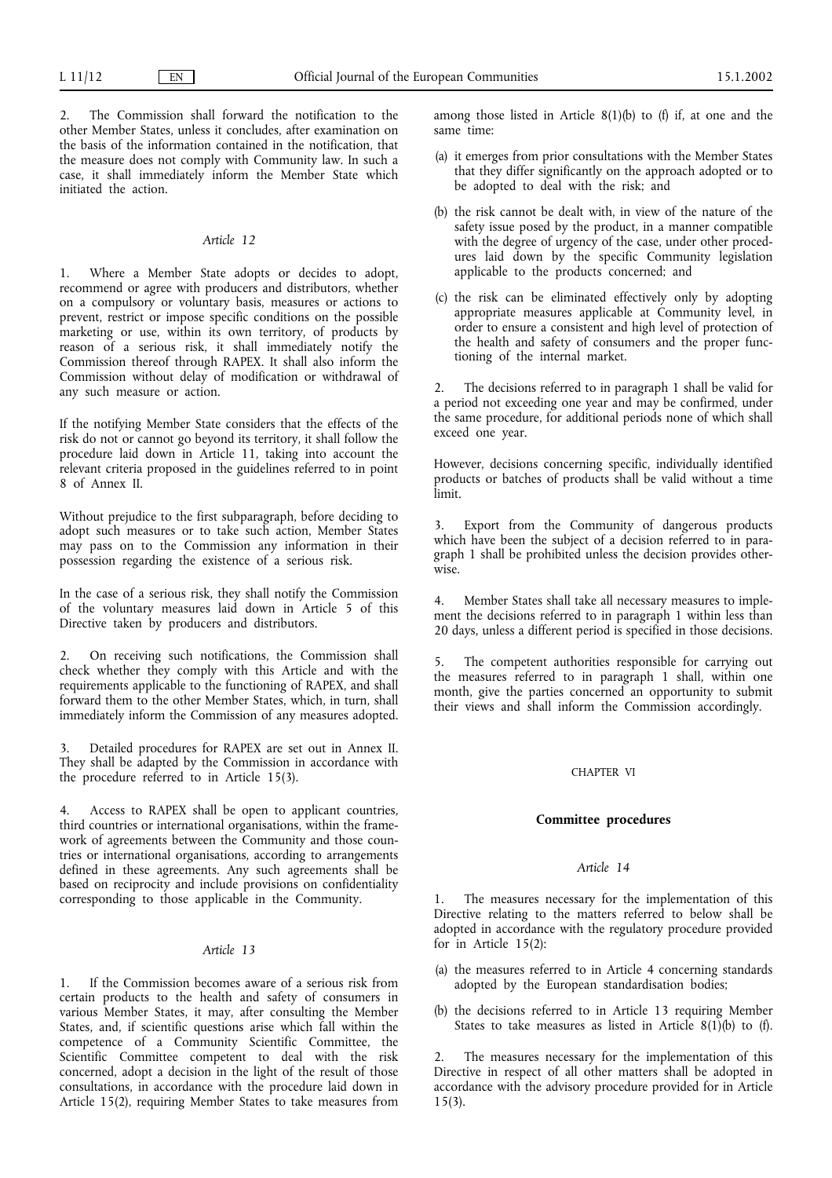2. The Commission shall forward the notification to the other Member States, unless it concludes, after examination on the basis of the information contained in the notification, that the measure does not comply with Community law. In such a case, it shall immediately inform the Member State which initiated the action.

*Article 12*

1. Where a Member State adopts or decides to adopt, recommend or agree with producers and distributors, whether on a compulsory or voluntary basis, measures or actions to prevent, restrict or impose specific conditions on the possible marketing or use, within its own territory, of products by reason of a serious risk, it shall immediately notify the Commission thereof through RAPEX. It shall also inform the Commission without delay of modification or withdrawal of any such measure or action.

If the notifying Member State considers that the effects of the risk do not or cannot go beyond its territory, it shall follow the procedure laid down in Article 11, taking into account the relevant criteria proposed in the guidelines referred to in point 8 of Annex II.

Without prejudice to the first subparagraph, before deciding to adopt such measures or to take such action, Member States may pass on to the Commission any information in their possession regarding the existence of a serious risk.

In the case of a serious risk, they shall notify the Commission of the voluntary measures laid down in Article 5 of this Directive taken by producers and distributors.

2. On receiving such notifications, the Commission shall check whether they comply with this Article and with the requirements applicable to the functioning of RAPEX, and shall forward them to the other Member States, which, in turn, shall immediately inform the Commission of any measures adopted.

3. Detailed procedures for RAPEX are set out in Annex II. They shall be adapted by the Commission in accordance with the procedure referred to in Article 15(3).

4. Access to RAPEX shall be open to applicant countries, third countries or international organisations, within the framework of agreements between the Community and those countries or international organisations, according to arrangements defined in these agreements. Any such agreements shall be based on reciprocity and include provisions on confidentiality corresponding to those applicable in the Community.

*Article 13*

1. If the Commission becomes aware of a serious risk from certain products to the health and safety of consumers in various Member States, it may, after consulting the Member States, and, if scientific questions arise which fall within the competence of a Community Scientific Committee, the Scientific Committee competent to deal with the risk concerned, adopt a decision in the light of the result of those consultations, in accordance with the procedure laid down in Article 15(2), requiring Member States to take measures from among those listed in Article 8(1)(b) to (f) if, at one and the same time:

(a) it emerges from prior consultations with the Member States that they differ significantly on the approach adopted or to be adopted to deal with the risk; and

(b) the risk cannot be dealt with, in view of the nature of the safety issue posed by the product, in a manner compatible with the degree of urgency of the case, under other procedures laid down by the specific Community legislation applicable to the products concerned; and

(c) the risk can be eliminated effectively only by adopting appropriate measures applicable at Community level, in order to ensure a consistent and high level of protection of the health and safety of consumers and the proper functioning of the internal market.

2. The decisions referred to in paragraph 1 shall be valid for a period not exceeding one year and may be confirmed, under the same procedure, for additional periods none of which shall exceed one year.

However, decisions concerning specific, individually identified products or batches of products shall be valid without a time limit.

3. Export from the Community of dangerous products which have been the subject of a decision referred to in paragraph 1 shall be prohibited unless the decision provides otherwise.

4. Member States shall take all necessary measures to implement the decisions referred to in paragraph 1 within less than 20 days, unless a different period is specified in those decisions.

5. The competent authorities responsible for carrying out the measures referred to in paragraph 1 shall, within one month, give the parties concerned an opportunity to submit their views and shall inform the Commission accordingly.

CHAPTER VI

**Committee procedures**

*Article 14*

1. The measures necessary for the implementation of this Directive relating to the matters referred to below shall be adopted in accordance with the regulatory procedure provided for in Article 15(2):

(a) the measures referred to in Article 4 concerning standards adopted by the European standardisation bodies;

(b) the decisions referred to in Article 13 requiring Member States to take measures as listed in Article 8(1)(b) to (f).

2. The measures necessary for the implementation of this Directive in respect of all other matters shall be adopted in accordance with the advisory procedure provided for in Article 15(3).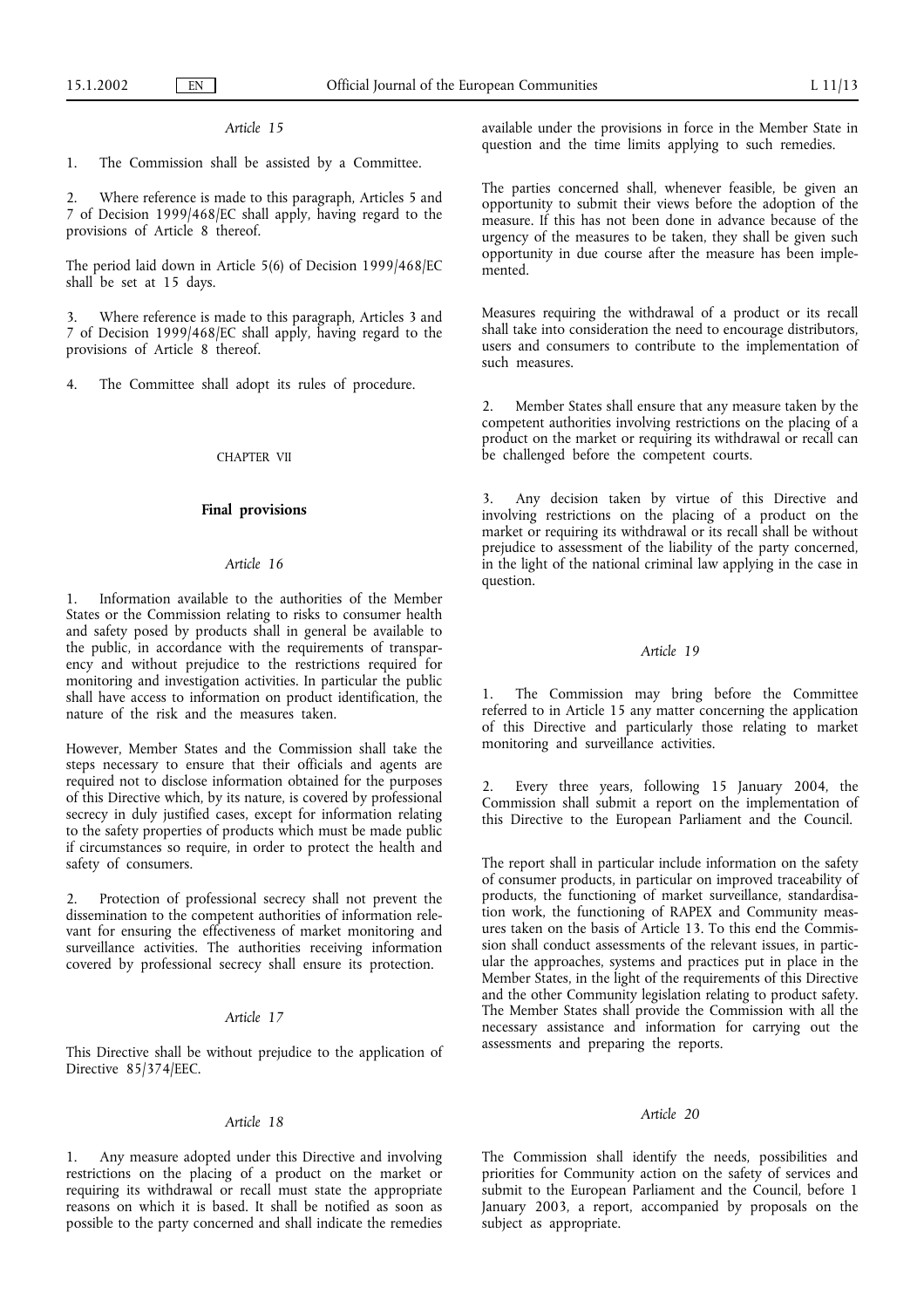*Article 15*

1. The Commission shall be assisted by a Committee.

2. Where reference is made to this paragraph, Articles 5 and 7 of Decision 1999/468/EC shall apply, having regard to the provisions of Article 8 thereof.

The period laid down in Article 5(6) of Decision 1999/468/EC shall be set at 15 days.

3. Where reference is made to this paragraph, Articles 3 and 7 of Decision 1999/468/EC shall apply, having regard to the provisions of Article 8 thereof.

4. The Committee shall adopt its rules of procedure.

CHAPTER VII

**Final provisions**

*Article 16*

1. Information available to the authorities of the Member States or the Commission relating to risks to consumer health and safety posed by products shall in general be available to the public, in accordance with the requirements of transparency and without prejudice to the restrictions required for monitoring and investigation activities. In particular the public shall have access to information on product identification, the nature of the risk and the measures taken.

However, Member States and the Commission shall take the steps necessary to ensure that their officials and agents are required not to disclose information obtained for the purposes of this Directive which, by its nature, is covered by professional secrecy in duly justified cases, except for information relating to the safety properties of products which must be made public if circumstances so require, in order to protect the health and safety of consumers.

2. Protection of professional secrecy shall not prevent the dissemination to the competent authorities of information relevant for ensuring the effectiveness of market monitoring and surveillance activities. The authorities receiving information covered by professional secrecy shall ensure its protection.

*Article 17*

This Directive shall be without prejudice to the application of Directive 85/374/EEC.

*Article 18*

1. Any measure adopted under this Directive and involving restrictions on the placing of a product on the market or requiring its withdrawal or recall must state the appropriate reasons on which it is based. It shall be notified as soon as possible to the party concerned and shall indicate the remedies available under the provisions in force in the Member State in question and the time limits applying to such remedies.

The parties concerned shall, whenever feasible, be given an opportunity to submit their views before the adoption of the measure. If this has not been done in advance because of the urgency of the measures to be taken, they shall be given such opportunity in due course after the measure has been implemented.

Measures requiring the withdrawal of a product or its recall shall take into consideration the need to encourage distributors, users and consumers to contribute to the implementation of such measures.

2. Member States shall ensure that any measure taken by the competent authorities involving restrictions on the placing of a product on the market or requiring its withdrawal or recall can be challenged before the competent courts.

3. Any decision taken by virtue of this Directive and involving restrictions on the placing of a product on the market or requiring its withdrawal or its recall shall be without prejudice to assessment of the liability of the party concerned, in the light of the national criminal law applying in the case in question.

*Article 19*

1. The Commission may bring before the Committee referred to in Article 15 any matter concerning the application of this Directive and particularly those relating to market monitoring and surveillance activities.

2. Every three years, following 15 January 2004, the Commission shall submit a report on the implementation of this Directive to the European Parliament and the Council.

The report shall in particular include information on the safety of consumer products, in particular on improved traceability of products, the functioning of market surveillance, standardisation work, the functioning of RAPEX and Community measures taken on the basis of Article 13. To this end the Commission shall conduct assessments of the relevant issues, in particular the approaches, systems and practices put in place in the Member States, in the light of the requirements of this Directive and the other Community legislation relating to product safety. The Member States shall provide the Commission with all the necessary assistance and information for carrying out the assessments and preparing the reports.

*Article 20*

The Commission shall identify the needs, possibilities and priorities for Community action on the safety of services and submit to the European Parliament and the Council, before 1 January 2003, a report, accompanied by proposals on the subject as appropriate.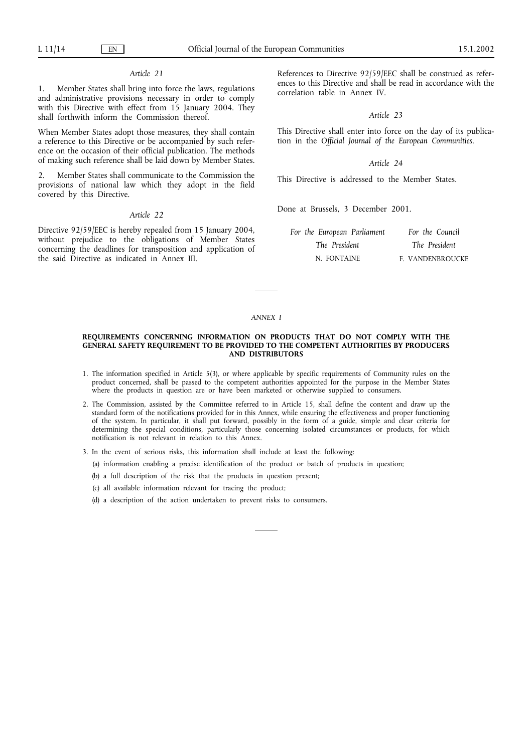*Article 21*

1. Member States shall bring into force the laws, regulations and administrative provisions necessary in order to comply with this Directive with effect from 15 January 2004. They shall forthwith inform the Commission thereof.

When Member States adopt those measures, they shall contain a reference to this Directive or be accompanied by such reference on the occasion of their official publication. The methods of making such reference shall be laid down by Member States.

2. Member States shall communicate to the Commission the provisions of national law which they adopt in the field covered by this Directive.

*Article 22*

Directive 92/59/EEC is hereby repealed from 15 January 2004, without prejudice to the obligations of Member States concerning the deadlines for transposition and application of the said Directive as indicated in Annex III.

References to Directive 92/59/EEC shall be construed as references to this Directive and shall be read in accordance with the correlation table in Annex IV.

*Article 23*

This Directive shall enter into force on the day of its publication in the *Official Journal of the European Communities*.

*Article 24*

This Directive is addressed to the Member States.

Done at Brussels, 3 December 2001.

| *For the European Parliament* | *For the Council* |
|---|---|
| *The President* | *The President* |
| N. FONTAINE | F. VANDENBROUCKE |

*ANNEX I*

**REQUIREMENTS CONCERNING INFORMATION ON PRODUCTS THAT DO NOT COMPLY WITH THE GENERAL SAFETY REQUIREMENT TO BE PROVIDED TO THE COMPETENT AUTHORITIES BY PRODUCERS AND DISTRIBUTORS**

1. The information specified in Article 5(3), or where applicable by specific requirements of Community rules on the product concerned, shall be passed to the competent authorities appointed for the purpose in the Member States where the products in question are or have been marketed or otherwise supplied to consumers.

2. The Commission, assisted by the Committee referred to in Article 15, shall define the content and draw up the standard form of the notifications provided for in this Annex, while ensuring the effectiveness and proper functioning of the system. In particular, it shall put forward, possibly in the form of a guide, simple and clear criteria for determining the special conditions, particularly those concerning isolated circumstances or products, for which notification is not relevant in relation to this Annex.

3. In the event of serious risks, this information shall include at least the following:

   (a) information enabling a precise identification of the product or batch of products in question;

   (b) a full description of the risk that the products in question present;

   (c) all available information relevant for tracing the product;

   (d) a description of the action undertaken to prevent risks to consumers.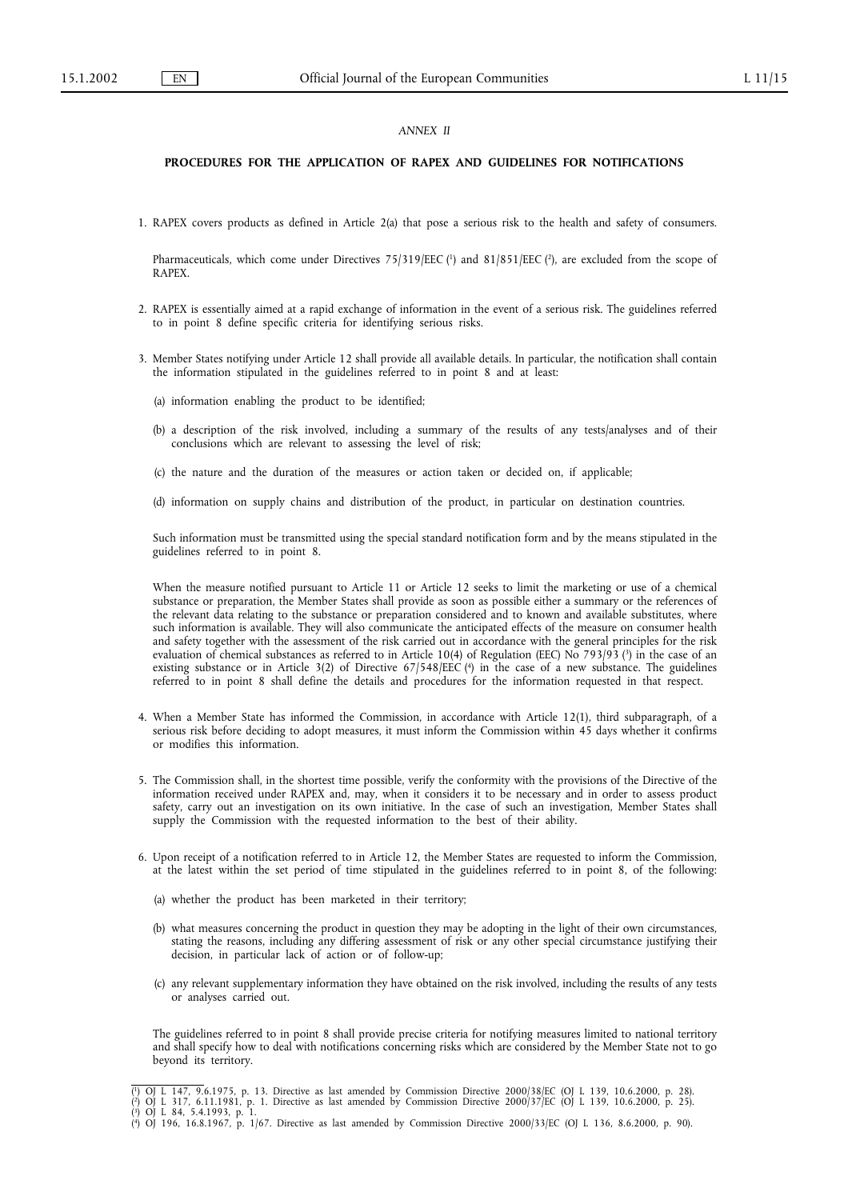*ANNEX II*

**PROCEDURES FOR THE APPLICATION OF RAPEX AND GUIDELINES FOR NOTIFICATIONS**

1. RAPEX covers products as defined in Article 2(a) that pose a serious risk to the health and safety of consumers.

   Pharmaceuticals, which come under Directives 75/319/EEC [1] and 81/851/EEC [2], are excluded from the scope of RAPEX.

2. RAPEX is essentially aimed at a rapid exchange of information in the event of a serious risk. The guidelines referred to in point 8 define specific criteria for identifying serious risks.

3. Member States notifying under Article 12 shall provide all available details. In particular, the notification shall contain the information stipulated in the guidelines referred to in point 8 and at least:

   (a) information enabling the product to be identified;

   (b) a description of the risk involved, including a summary of the results of any tests/analyses and of their conclusions which are relevant to assessing the level of risk;

   (c) the nature and the duration of the measures or action taken or decided on, if applicable;

   (d) information on supply chains and distribution of the product, in particular on destination countries.

   Such information must be transmitted using the special standard notification form and by the means stipulated in the guidelines referred to in point 8.

   When the measure notified pursuant to Article 11 or Article 12 seeks to limit the marketing or use of a chemical substance or preparation, the Member States shall provide as soon as possible either a summary or the references of the relevant data relating to the substance or preparation considered and to known and available substitutes, where such information is available. They will also communicate the anticipated effects of the measure on consumer health and safety together with the assessment of the risk carried out in accordance with the general principles for the risk evaluation of chemical substances as referred to in Article 10(4) of Regulation (EEC) No 793/93 [3] in the case of an existing substance or in Article 3(2) of Directive 67/548/EEC [4] in the case of a new substance. The guidelines referred to in point 8 shall define the details and procedures for the information requested in that respect.

4. When a Member State has informed the Commission, in accordance with Article 12(1), third subparagraph, of a serious risk before deciding to adopt measures, it must inform the Commission within 45 days whether it confirms or modifies this information.

5. The Commission shall, in the shortest time possible, verify the conformity with the provisions of the Directive of the information received under RAPEX and, may, when it considers it to be necessary and in order to assess product safety, carry out an investigation on its own initiative. In the case of such an investigation, Member States shall supply the Commission with the requested information to the best of their ability.

6. Upon receipt of a notification referred to in Article 12, the Member States are requested to inform the Commission, at the latest within the set period of time stipulated in the guidelines referred to in point 8, of the following:

   (a) whether the product has been marketed in their territory;

   (b) what measures concerning the product in question they may be adopting in the light of their own circumstances, stating the reasons, including any differing assessment of risk or any other special circumstance justifying their decision, in particular lack of action or of follow-up;

   (c) any relevant supplementary information they have obtained on the risk involved, including the results of any tests or analyses carried out.

   The guidelines referred to in point 8 shall provide precise criteria for notifying measures limited to national territory and shall specify how to deal with notifications concerning risks which are considered by the Member State not to go beyond its territory.

---

[1] OJ L 147, 9.6.1975, p. 13. Directive as last amended by Commission Directive 2000/38/EC (OJ L 139, 10.6.2000, p. 28).
[2] OJ L 317, 6.11.1981, p. 1. Directive as last amended by Commission Directive 2000/37/EC (OJ L 139, 10.6.2000, p. 25).
[3] OJ L 84, 5.4.1993, p. 1.
[4] OJ 196, 16.8.1967, p. 1/67. Directive as last amended by Commission Directive 2000/33/EC (OJ L 136, 8.6.2000, p. 90).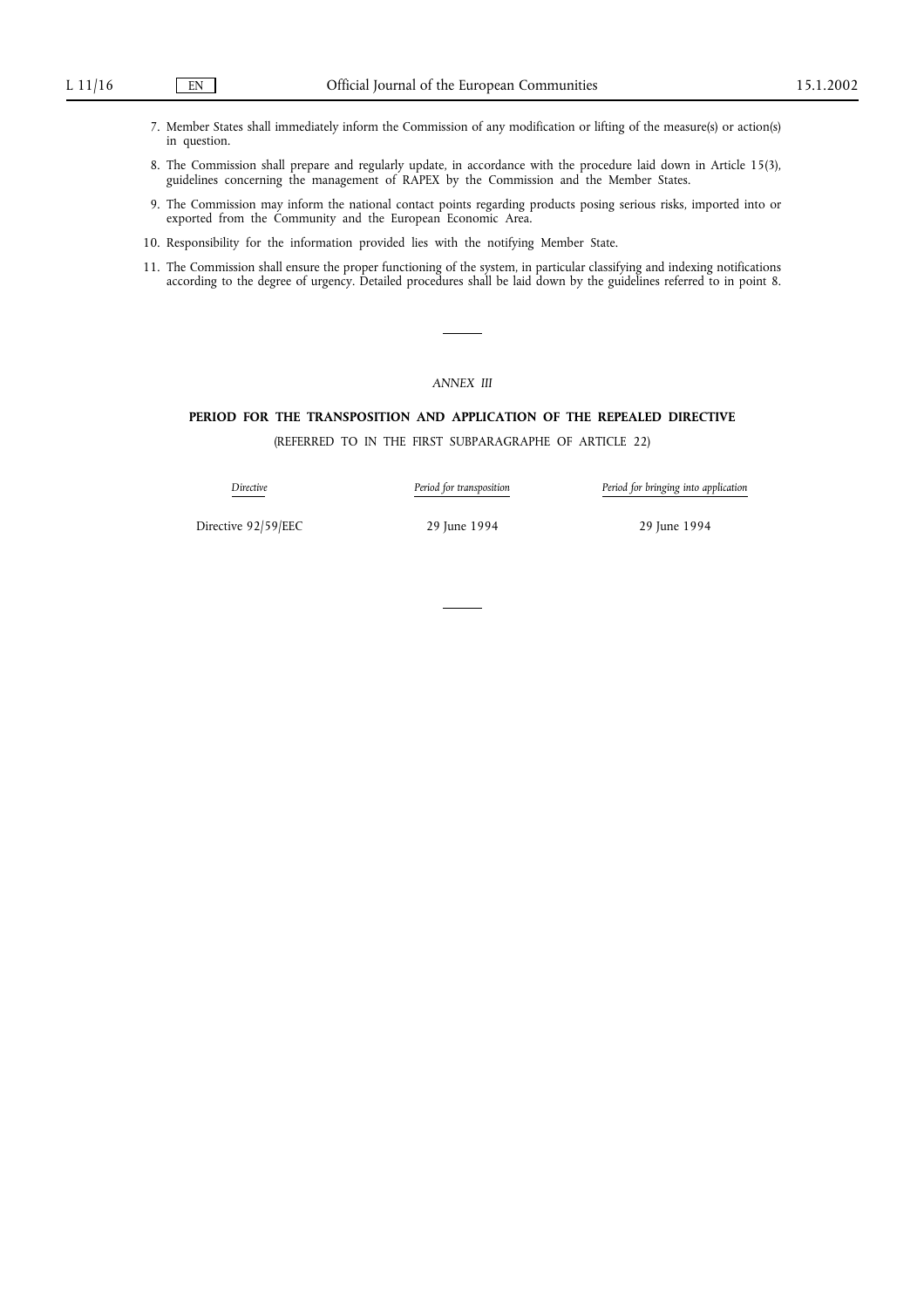7. Member States shall immediately inform the Commission of any modification or lifting of the measure(s) or action(s) in question.

8. The Commission shall prepare and regularly update, in accordance with the procedure laid down in Article 15(3), guidelines concerning the management of RAPEX by the Commission and the Member States.

9. The Commission may inform the national contact points regarding products posing serious risks, imported into or exported from the Community and the European Economic Area.

10. Responsibility for the information provided lies with the notifying Member State.

11. The Commission shall ensure the proper functioning of the system, in particular classifying and indexing notifications according to the degree of urgency. Detailed procedures shall be laid down by the guidelines referred to in point 8.

---

*ANNEX III*

**PERIOD FOR THE TRANSPOSITION AND APPLICATION OF THE REPEALED DIRECTIVE**

(REFERRED TO IN THE FIRST SUBPARAGRAPHE OF ARTICLE 22)

| *Directive* | *Period for transposition* | *Period for bringing into application* |
|---|---|---|
| Directive 92/59/EEC | 29 June 1994 | 29 June 1994 |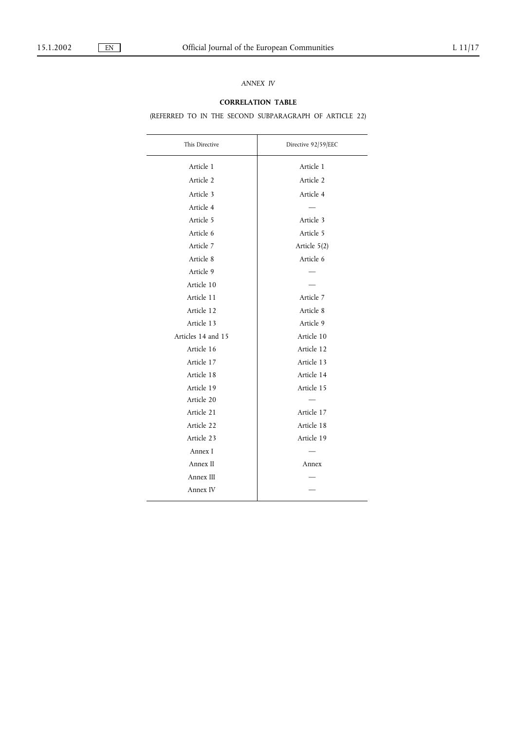*ANNEX IV*

**CORRELATION TABLE**

(REFERRED TO IN THE SECOND SUBPARAGRAPH OF ARTICLE 22)

| This Directive | Directive 92/59/EEC |
|---|---|
| Article 1 | Article 1 |
| Article 2 | Article 2 |
| Article 3 | Article 4 |
| Article 4 | — |
| Article 5 | Article 3 |
| Article 6 | Article 5 |
| Article 7 | Article 5(2) |
| Article 8 | Article 6 |
| Article 9 | — |
| Article 10 | — |
| Article 11 | Article 7 |
| Article 12 | Article 8 |
| Article 13 | Article 9 |
| Articles 14 and 15 | Article 10 |
| Article 16 | Article 12 |
| Article 17 | Article 13 |
| Article 18 | Article 14 |
| Article 19 | Article 15 |
| Article 20 | — |
| Article 21 | Article 17 |
| Article 22 | Article 18 |
| Article 23 | Article 19 |
| Annex I | — |
| Annex II | Annex |
| Annex III | — |
| Annex IV | — |